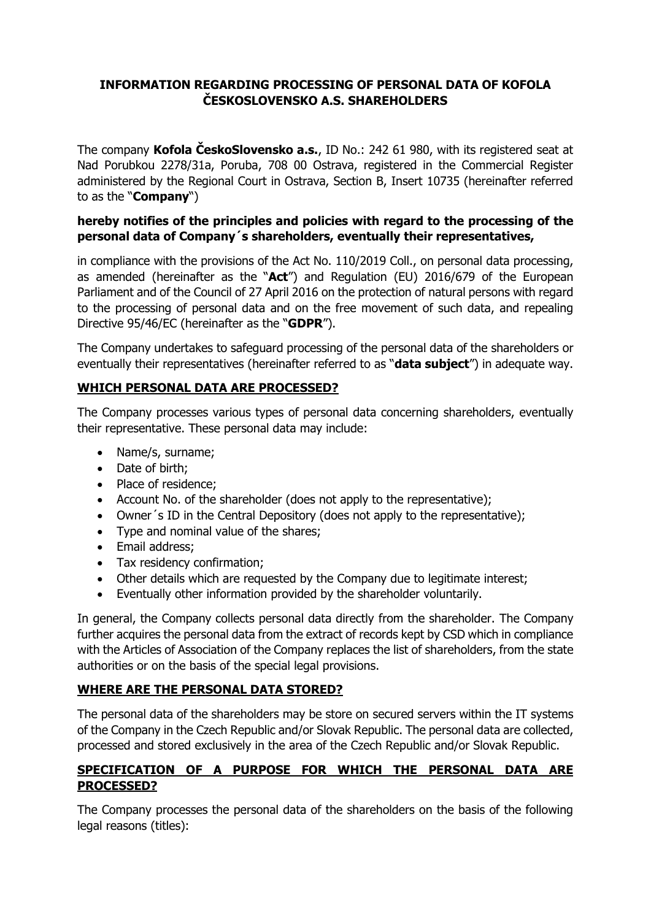# INFORMATION REGARDING PROCESSING OF PERSONAL DATA OF KOFOLA ČESKOSLOVENSKO A.S. SHAREHOLDERS

The company **Kofola ČeskoSlovensko a.s.**, ID No.: 242 61 980, with its registered seat at Nad Porubkou 2278/31a, Poruba, 708 00 Ostrava, registered in the Commercial Register administered by the Regional Court in Ostrava, Section B, Insert 10735 (hereinafter referred to as the "**Company**")

**hereby notifies of the principles and policies with regard to the processing of the personal data of Company´s shareholders, eventually their representatives,**

in compliance with the provisions of the Act No. 110/2019 Coll., on personal data processing, as amended (hereinafter as the "**Act**") and Regulation (EU) 2016/679 of the European Parliament and of the Council of 27 April 2016 on the protection of natural persons with regard to the processing of personal data and on the free movement of such data, and repealing Directive 95/46/EC (hereinafter as the "**GDPR**").

The Company undertakes to safeguard processing of the personal data of the shareholders or eventually their representatives (hereinafter referred to as "**data subject**") in adequate way.

## WHICH PERSONAL DATA ARE PROCESSED?

The Company processes various types of personal data concerning shareholders, eventually their representative. These personal data may include:

- Name/s, surname;
- Date of birth;
- Place of residence;
- Account No. of the shareholder (does not apply to the representative);
- Owner´s ID in the Central Depository (does not apply to the representative);
- Type and nominal value of the shares;
- Email address;
- Tax residency confirmation;
- Other details which are requested by the Company due to legitimate interest;
- Eventually other information provided by the shareholder voluntarily.

In general, the Company collects personal data directly from the shareholder. The Company further acquires the personal data from the extract of records kept by CSD which in compliance with the Articles of Association of the Company replaces the list of shareholders, from the state authorities or on the basis of the special legal provisions.

## WHERE ARE THE PERSONAL DATA STORED?

The personal data of the shareholders may be store on secured servers within the IT systems of the Company in the Czech Republic and/or Slovak Republic. The personal data are collected, processed and stored exclusively in the area of the Czech Republic and/or Slovak Republic.

## SPECIFICATION OF A PURPOSE FOR WHICH THE PERSONAL DATA ARE PROCESSED?

The Company processes the personal data of the shareholders on the basis of the following legal reasons (titles):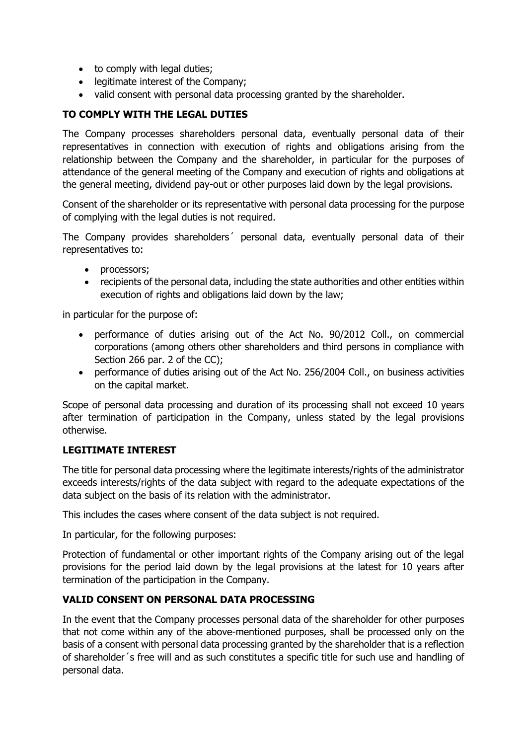- to comply with legal duties;
- legitimate interest of the Company;
- valid consent with personal data processing granted by the shareholder.

**TO COMPLY WITH THE LEGAL DUTIES**

The Company processes shareholders personal data, eventually personal data of their representatives in connection with execution of rights and obligations arising from the relationship between the Company and the shareholder, in particular for the purposes of attendance of the general meeting of the Company and execution of rights and obligations at the general meeting, dividend pay-out or other purposes laid down by the legal provisions.

Consent of the shareholder or its representative with personal data processing for the purpose of complying with the legal duties is not required.

The Company provides shareholders´ personal data, eventually personal data of their representatives to:

- processors;
- recipients of the personal data, including the state authorities and other entities within execution of rights and obligations laid down by the law;

in particular for the purpose of:

- performance of duties arising out of the Act No. 90/2012 Coll., on commercial corporations (among others other shareholders and third persons in compliance with Section 266 par. 2 of the CC);
- performance of duties arising out of the Act No. 256/2004 Coll., on business activities on the capital market.

Scope of personal data processing and duration of its processing shall not exceed 10 years after termination of participation in the Company, unless stated by the legal provisions otherwise.

**LEGITIMATE INTEREST**

The title for personal data processing where the legitimate interests/rights of the administrator exceeds interests/rights of the data subject with regard to the adequate expectations of the data subject on the basis of its relation with the administrator.

This includes the cases where consent of the data subject is not required.

In particular, for the following purposes:

Protection of fundamental or other important rights of the Company arising out of the legal provisions for the period laid down by the legal provisions at the latest for 10 years after termination of the participation in the Company.

**VALID CONSENT ON PERSONAL DATA PROCESSING**

In the event that the Company processes personal data of the shareholder for other purposes that not come within any of the above-mentioned purposes, shall be processed only on the basis of a consent with personal data processing granted by the shareholder that is a reflection of shareholder´s free will and as such constitutes a specific title for such use and handling of personal data.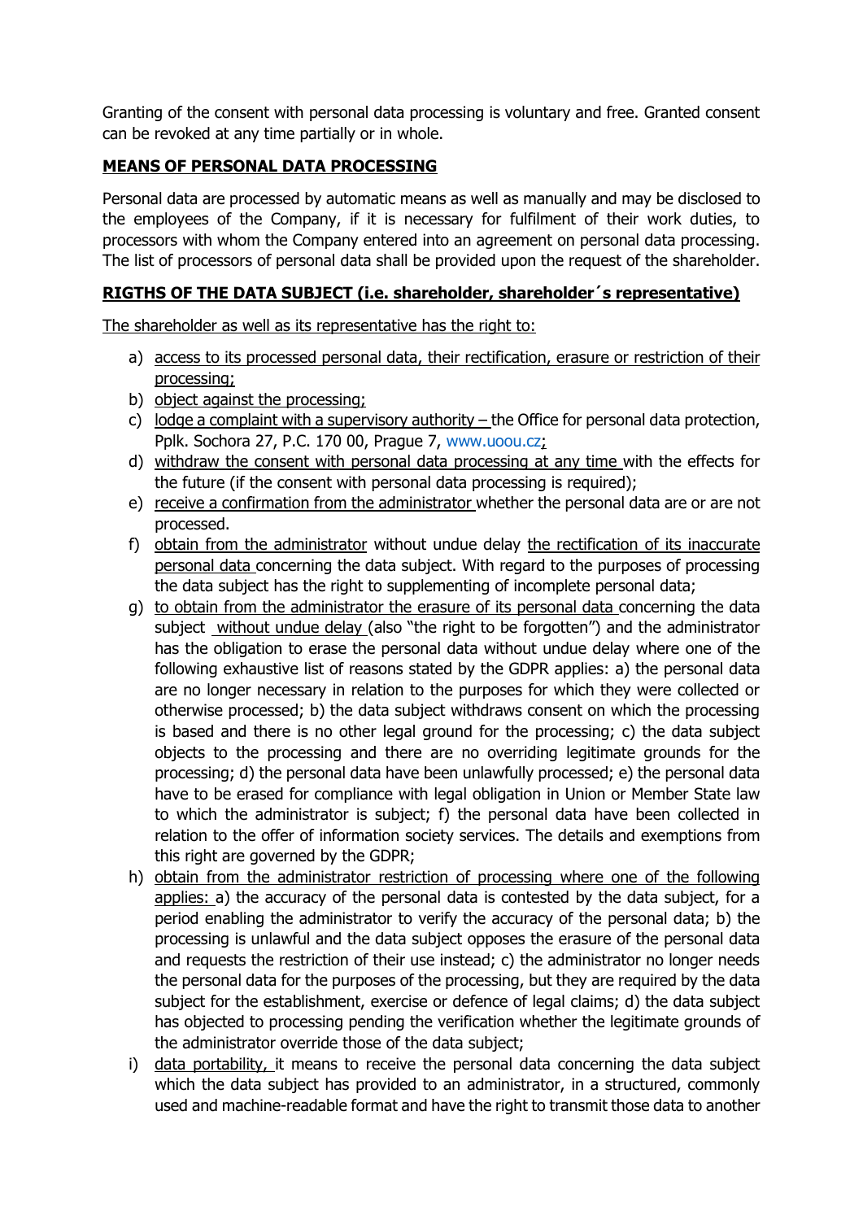Granting of the consent with personal data processing is voluntary and free. Granted consent can be revoked at any time partially or in whole.

## MEANS OF PERSONAL DATA PROCESSING

Personal data are processed by automatic means as well as manually and may be disclosed to the employees of the Company, if it is necessary for fulfilment of their work duties, to processors with whom the Company entered into an agreement on personal data processing. The list of processors of personal data shall be provided upon the request of the shareholder.

## RIGTHS OF THE DATA SUBJECT (i.e. shareholder, shareholder´s representative)

The shareholder as well as its representative has the right to:

a) access to its processed personal data, their rectification, erasure or restriction of their processing;
b) object against the processing;
c) lodge a complaint with a supervisory authority – the Office for personal data protection, Pplk. Sochora 27, P.C. 170 00, Prague 7, www.uoou.cz;
d) withdraw the consent with personal data processing at any time with the effects for the future (if the consent with personal data processing is required);
e) receive a confirmation from the administrator whether the personal data are or are not processed.
f) obtain from the administrator without undue delay the rectification of its inaccurate personal data concerning the data subject. With regard to the purposes of processing the data subject has the right to supplementing of incomplete personal data;
g) to obtain from the administrator the erasure of its personal data concerning the data subject without undue delay (also "the right to be forgotten") and the administrator has the obligation to erase the personal data without undue delay where one of the following exhaustive list of reasons stated by the GDPR applies: a) the personal data are no longer necessary in relation to the purposes for which they were collected or otherwise processed; b) the data subject withdraws consent on which the processing is based and there is no other legal ground for the processing; c) the data subject objects to the processing and there are no overriding legitimate grounds for the processing; d) the personal data have been unlawfully processed; e) the personal data have to be erased for compliance with legal obligation in Union or Member State law to which the administrator is subject; f) the personal data have been collected in relation to the offer of information society services. The details and exemptions from this right are governed by the GDPR;
h) obtain from the administrator restriction of processing where one of the following applies: a) the accuracy of the personal data is contested by the data subject, for a period enabling the administrator to verify the accuracy of the personal data; b) the processing is unlawful and the data subject opposes the erasure of the personal data and requests the restriction of their use instead; c) the administrator no longer needs the personal data for the purposes of the processing, but they are required by the data subject for the establishment, exercise or defence of legal claims; d) the data subject has objected to processing pending the verification whether the legitimate grounds of the administrator override those of the data subject;
i) data portability, it means to receive the personal data concerning the data subject which the data subject has provided to an administrator, in a structured, commonly used and machine-readable format and have the right to transmit those data to another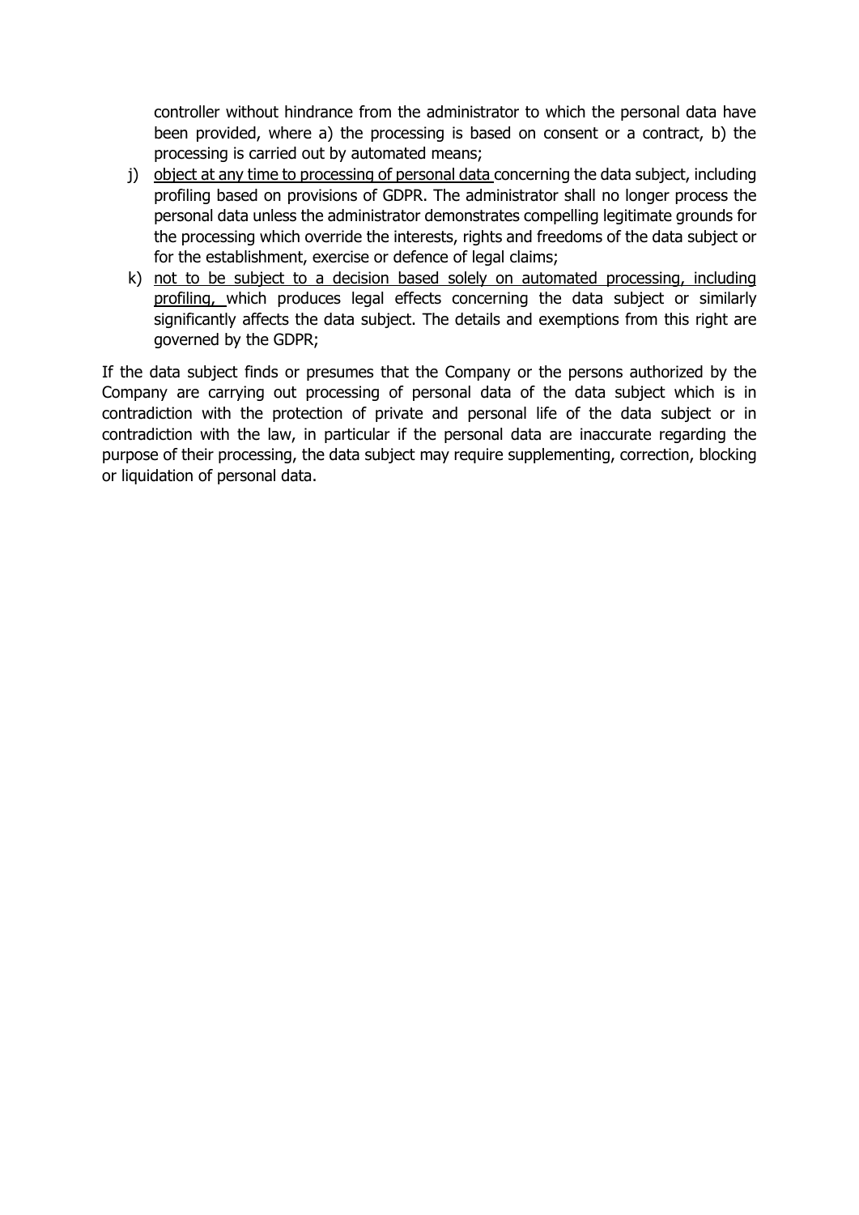controller without hindrance from the administrator to which the personal data have been provided, where a) the processing is based on consent or a contract, b) the processing is carried out by automated means;

j) <u>object at any time to processing of personal data</u> concerning the data subject, including profiling based on provisions of GDPR. The administrator shall no longer process the personal data unless the administrator demonstrates compelling legitimate grounds for the processing which override the interests, rights and freedoms of the data subject or for the establishment, exercise or defence of legal claims;

k) <u>not to be subject to a decision based solely on automated processing, including profiling,</u> which produces legal effects concerning the data subject or similarly significantly affects the data subject. The details and exemptions from this right are governed by the GDPR;

If the data subject finds or presumes that the Company or the persons authorized by the Company are carrying out processing of personal data of the data subject which is in contradiction with the protection of private and personal life of the data subject or in contradiction with the law, in particular if the personal data are inaccurate regarding the purpose of their processing, the data subject may require supplementing, correction, blocking or liquidation of personal data.